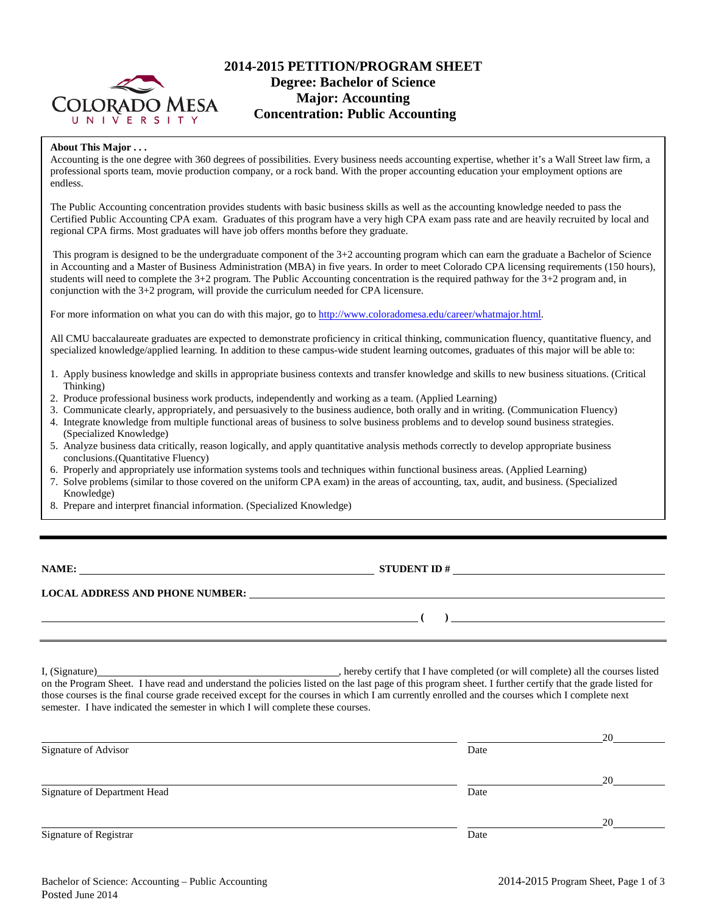# 2014-2015 PETITION/PROGRAM SHEET
## Degree: Bachelor of Science
## Major: Accounting
## Concentration: Public Accounting

**About This Major . . .**

Accounting is the one degree with 360 degrees of possibilities. Every business needs accounting expertise, whether it's a Wall Street law firm, a professional sports team, movie production company, or a rock band. With the proper accounting education your employment options are endless.

The Public Accounting concentration provides students with basic business skills as well as the accounting knowledge needed to pass the Certified Public Accounting CPA exam. Graduates of this program have a very high CPA exam pass rate and are heavily recruited by local and regional CPA firms. Most graduates will have job offers months before they graduate.

This program is designed to be the undergraduate component of the 3+2 accounting program which can earn the graduate a Bachelor of Science in Accounting and a Master of Business Administration (MBA) in five years. In order to meet Colorado CPA licensing requirements (150 hours), students will need to complete the 3+2 program. The Public Accounting concentration is the required pathway for the 3+2 program and, in conjunction with the 3+2 program, will provide the curriculum needed for CPA licensure.

For more information on what you can do with this major, go to http://www.coloradomesa.edu/career/whatmajor.html.

All CMU baccalaureate graduates are expected to demonstrate proficiency in critical thinking, communication fluency, quantitative fluency, and specialized knowledge/applied learning. In addition to these campus-wide student learning outcomes, graduates of this major will be able to:

1. Apply business knowledge and skills in appropriate business contexts and transfer knowledge and skills to new business situations. (Critical Thinking)
2. Produce professional business work products, independently and working as a team. (Applied Learning)
3. Communicate clearly, appropriately, and persuasively to the business audience, both orally and in writing. (Communication Fluency)
4. Integrate knowledge from multiple functional areas of business to solve business problems and to develop sound business strategies. (Specialized Knowledge)
5. Analyze business data critically, reason logically, and apply quantitative analysis methods correctly to develop appropriate business conclusions.(Quantitative Fluency)
6. Properly and appropriately use information systems tools and techniques within functional business areas. (Applied Learning)
7. Solve problems (similar to those covered on the uniform CPA exam) in the areas of accounting, tax, audit, and business. (Specialized Knowledge)
8. Prepare and interpret financial information. (Specialized Knowledge)

---

**NAME:** ______________________________ **STUDENT ID #** ______________________________

**LOCAL ADDRESS AND PHONE NUMBER:** ______________________________

______________________________ **( )** ______________________________

I, (Signature)______________________________, hereby certify that I have completed (or will complete) all the courses listed on the Program Sheet. I have read and understand the policies listed on the last page of this program sheet. I further certify that the grade listed for those courses is the final course grade received except for the courses in which I am currently enrolled and the courses which I complete next semester. I have indicated the semester in which I will complete these courses.

______________________________ Signature of Advisor — Date ____________ 20____

______________________________ Signature of Department Head — Date ____________ 20____

______________________________ Signature of Registrar — Date ____________ 20____

Bachelor of Science: Accounting – Public Accounting

Posted June 2014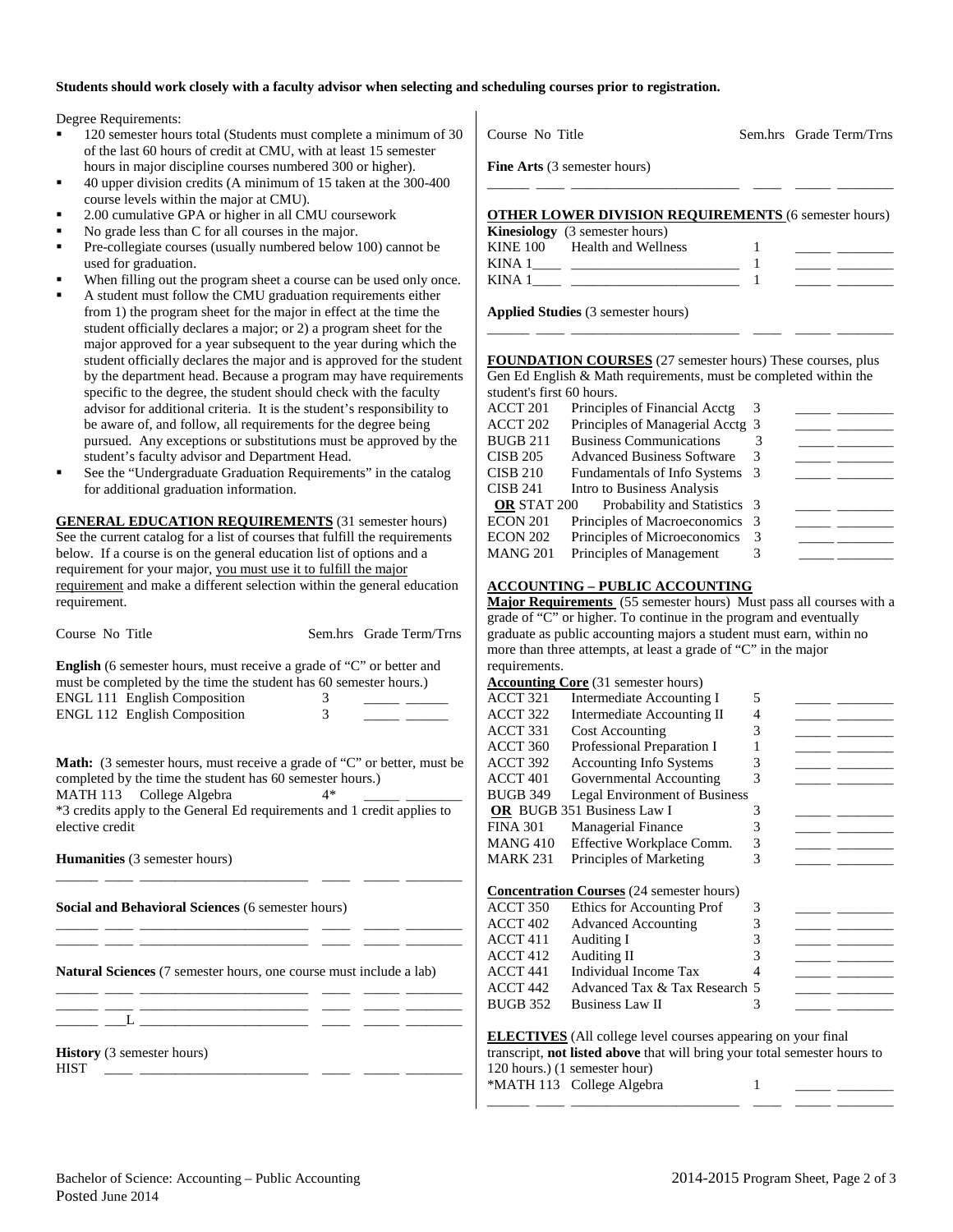**Students should work closely with a faculty advisor when selecting and scheduling courses prior to registration.**

Degree Requirements:

- 120 semester hours total (Students must complete a minimum of 30 of the last 60 hours of credit at CMU, with at least 15 semester hours in major discipline courses numbered 300 or higher).
- 40 upper division credits (A minimum of 15 taken at the 300-400 course levels within the major at CMU).
- 2.00 cumulative GPA or higher in all CMU coursework
- No grade less than C for all courses in the major.
- Pre-collegiate courses (usually numbered below 100) cannot be used for graduation.
- When filling out the program sheet a course can be used only once.
- A student must follow the CMU graduation requirements either from 1) the program sheet for the major in effect at the time the student officially declares a major; or 2) a program sheet for the major approved for a year subsequent to the year during which the student officially declares the major and is approved for the student by the department head. Because a program may have requirements specific to the degree, the student should check with the faculty advisor for additional criteria. It is the student's responsibility to be aware of, and follow, all requirements for the degree being pursued. Any exceptions or substitutions must be approved by the student's faculty advisor and Department Head.
- See the "Undergraduate Graduation Requirements" in the catalog for additional graduation information.

**GENERAL EDUCATION REQUIREMENTS** (31 semester hours) See the current catalog for a list of courses that fulfill the requirements below. If a course is on the general education list of options and a requirement for your major, you must use it to fulfill the major requirement and make a different selection within the general education requirement.

| Course No | Title | Sem.hrs | Grade | Term/Trns |
|---|---|---|---|---|
| **English** (6 semester hours, must receive a grade of "C" or better and must be completed by the time the student has 60 semester hours.) | | | | |
| ENGL 111 | English Composition | 3 | | |
| ENGL 112 | English Composition | 3 | | |
| **Math:** (3 semester hours, must receive a grade of "C" or better, must be completed by the time the student has 60 semester hours.) | | | | |
| MATH 113 | College Algebra | 4* | | |

*3 credits apply to the General Ed requirements and 1 credit applies to elective credit

**Humanities** (3 semester hours)

______ ____ ________________________ ____ _____ ________

**Social and Behavioral Sciences** (6 semester hours)

______ ____ ________________________ ____ _____ ________
______ ____ ________________________ ____ _____ ________

**Natural Sciences** (7 semester hours, one course must include a lab)

______ ____ ________________________ ____ _____ ________
______ ____ ________________________ ____ _____ ________
______ ___L ________________________ ____ _____ ________

**History** (3 semester hours)

HIST ____ ________________________ ____ _____ ________

| Course No | Title | Sem.hrs | Grade | Term/Trns |
|---|---|---|---|---|

**Fine Arts** (3 semester hours)

______ ____ ________________________ ____ _____ ________

**OTHER LOWER DIVISION REQUIREMENTS** (6 semester hours)

**Kinesiology** (3 semester hours)

| Course No | Title | Sem.hrs | Grade | Term/Trns |
|---|---|---|---|---|
| KINE 100 | Health and Wellness | 1 | | |
| KINA 1____ | | 1 | | |
| KINA 1____ | | 1 | | |

**Applied Studies** (3 semester hours)

______ ____ ________________________ ____ _____ ________

**FOUNDATION COURSES** (27 semester hours) These courses, plus Gen Ed English & Math requirements, must be completed within the student's first 60 hours.

| Course No | Title | Sem.hrs | Grade | Term/Trns |
|---|---|---|---|---|
| ACCT 201 | Principles of Financial Acctg | 3 | | |
| ACCT 202 | Principles of Managerial Acctg | 3 | | |
| BUGB 211 | Business Communications | 3 | | |
| CISB 205 | Advanced Business Software | 3 | | |
| CISB 210 | Fundamentals of Info Systems | 3 | | |
| CISB 241 **OR** STAT 200 | Intro to Business Analysis / Probability and Statistics | 3 | | |
| ECON 201 | Principles of Macroeconomics | 3 | | |
| ECON 202 | Principles of Microeconomics | 3 | | |
| MANG 201 | Principles of Management | 3 | | |

**ACCOUNTING – PUBLIC ACCOUNTING**

**Major Requirements** (55 semester hours) Must pass all courses with a grade of "C" or higher. To continue in the program and eventually graduate as public accounting majors a student must earn, within no more than three attempts, at least a grade of "C" in the major requirements.

**Accounting Core** (31 semester hours)

| Course No | Title | Sem.hrs | Grade | Term/Trns |
|---|---|---|---|---|
| ACCT 321 | Intermediate Accounting I | 5 | | |
| ACCT 322 | Intermediate Accounting II | 4 | | |
| ACCT 331 | Cost Accounting | 3 | | |
| ACCT 360 | Professional Preparation I | 1 | | |
| ACCT 392 | Accounting Info Systems | 3 | | |
| ACCT 401 | Governmental Accounting | 3 | | |
| BUGB 349 **OR** BUGB 351 | Legal Environment of Business / Business Law I | 3 | | |
| FINA 301 | Managerial Finance | 3 | | |
| MANG 410 | Effective Workplace Comm. | 3 | | |
| MARK 231 | Principles of Marketing | 3 | | |

**Concentration Courses** (24 semester hours)

| Course No | Title | Sem.hrs | Grade | Term/Trns |
|---|---|---|---|---|
| ACCT 350 | Ethics for Accounting Prof | 3 | | |
| ACCT 402 | Advanced Accounting | 3 | | |
| ACCT 411 | Auditing I | 3 | | |
| ACCT 412 | Auditing II | 3 | | |
| ACCT 441 | Individual Income Tax | 4 | | |
| ACCT 442 | Advanced Tax & Tax Research | 5 | | |
| BUGB 352 | Business Law II | 3 | | |

**ELECTIVES** (All college level courses appearing on your final transcript, **not listed above** that will bring your total semester hours to 120 hours.) (1 semester hour)

| Course No | Title | Sem.hrs | Grade | Term/Trns |
|---|---|---|---|---|
| *MATH 113 | College Algebra | 1 | | |
| | | | | |

Bachelor of Science: Accounting – Public Accounting
Posted June 2014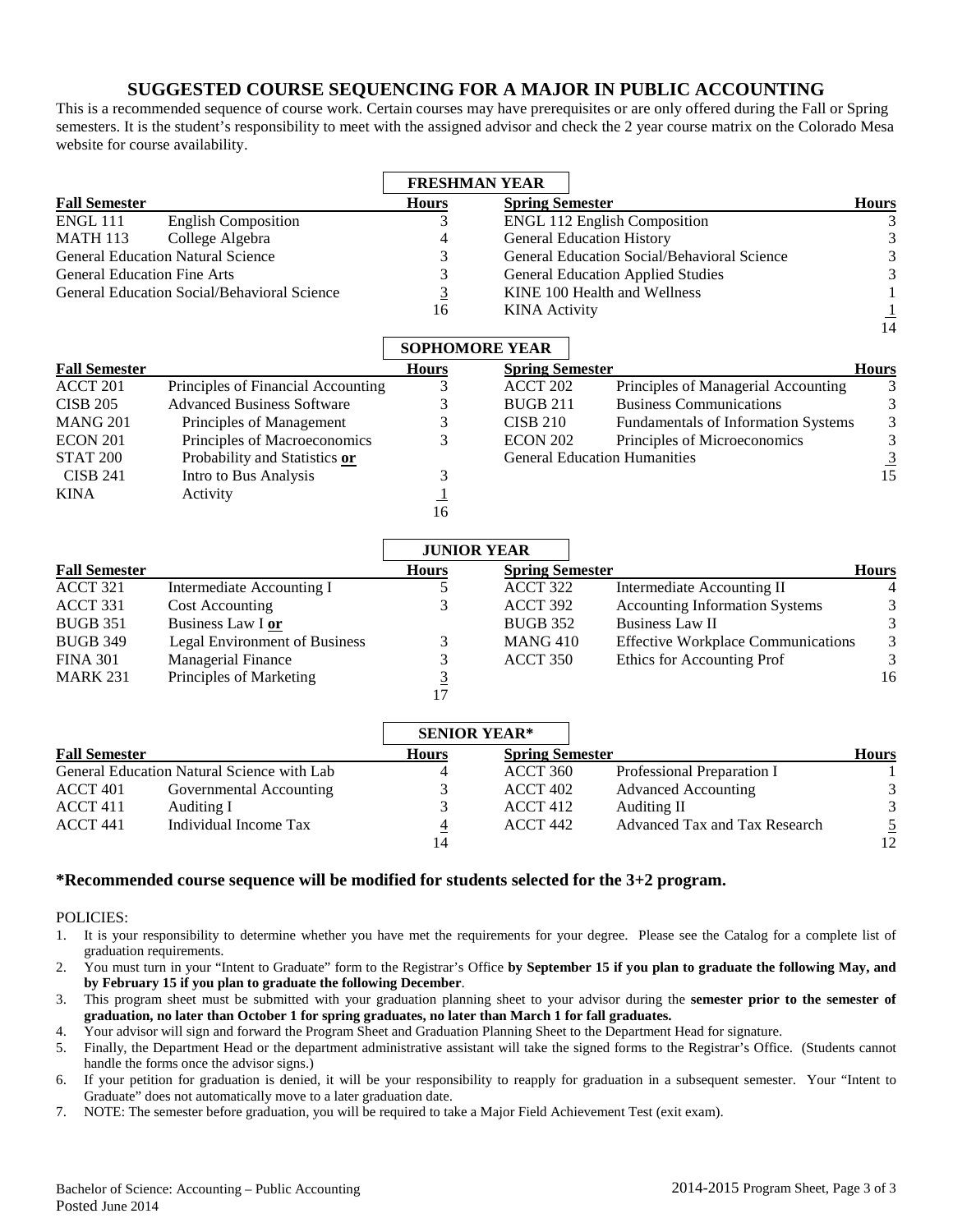# SUGGESTED COURSE SEQUENCING FOR A MAJOR IN PUBLIC ACCOUNTING

This is a recommended sequence of course work. Certain courses may have prerequisites or are only offered during the Fall or Spring semesters. It is the student's responsibility to meet with the assigned advisor and check the 2 year course matrix on the Colorado Mesa website for course availability.

## FRESHMAN YEAR

| Fall Semester | | Hours | Spring Semester | | Hours |
|---|---|---|---|---|---|
| ENGL 111 | English Composition | 3 | ENGL 112 English Composition | | 3 |
| MATH 113 | College Algebra | 4 | General Education History | | 3 |
| General Education Natural Science | | 3 | General Education Social/Behavioral Science | | 3 |
| General Education Fine Arts | | 3 | General Education Applied Studies | | 3 |
| General Education Social/Behavioral Science | | 3 | KINE 100 Health and Wellness | | 1 |
| | | 16 | KINA Activity | | 1 |
| | | | | | 14 |

## SOPHOMORE YEAR

| Fall Semester | | Hours | Spring Semester | | Hours |
|---|---|---|---|---|---|
| ACCT 201 | Principles of Financial Accounting | 3 | ACCT 202 | Principles of Managerial Accounting | 3 |
| CISB 205 | Advanced Business Software | 3 | BUGB 211 | Business Communications | 3 |
| MANG 201 | Principles of Management | 3 | CISB 210 | Fundamentals of Information Systems | 3 |
| ECON 201 | Principles of Macroeconomics | 3 | ECON 202 | Principles of Microeconomics | 3 |
| STAT 200 | Probability and Statistics **or** | | General Education Humanities | | 3 |
| CISB 241 | Intro to Bus Analysis | 3 | | | 15 |
| KINA | Activity | 1 | | | |
| | | 16 | | | |

## JUNIOR YEAR

| Fall Semester | | Hours | Spring Semester | | Hours |
|---|---|---|---|---|---|
| ACCT 321 | Intermediate Accounting I | 5 | ACCT 322 | Intermediate Accounting II | 4 |
| ACCT 331 | Cost Accounting | 3 | ACCT 392 | Accounting Information Systems | 3 |
| BUGB 351 | Business Law I **or** | | BUGB 352 | Business Law II | 3 |
| BUGB 349 | Legal Environment of Business | 3 | MANG 410 | Effective Workplace Communications | 3 |
| FINA 301 | Managerial Finance | 3 | ACCT 350 | Ethics for Accounting Prof | 3 |
| MARK 231 | Principles of Marketing | 3 | | | 16 |
| | | 17 | | | |

## SENIOR YEAR*

| Fall Semester | | Hours | Spring Semester | | Hours |
|---|---|---|---|---|---|
| General Education Natural Science with Lab | | 4 | ACCT 360 | Professional Preparation I | 1 |
| ACCT 401 | Governmental Accounting | 3 | ACCT 402 | Advanced Accounting | 3 |
| ACCT 411 | Auditing I | 3 | ACCT 412 | Auditing II | 3 |
| ACCT 441 | Individual Income Tax | 4 | ACCT 442 | Advanced Tax and Tax Research | 5 |
| | | 14 | | | 12 |

**\*Recommended course sequence will be modified for students selected for the 3+2 program.**

POLICIES:

1. It is your responsibility to determine whether you have met the requirements for your degree. Please see the Catalog for a complete list of graduation requirements.
2. You must turn in your "Intent to Graduate" form to the Registrar's Office **by September 15 if you plan to graduate the following May, and by February 15 if you plan to graduate the following December**.
3. This program sheet must be submitted with your graduation planning sheet to your advisor during the **semester prior to the semester of graduation, no later than October 1 for spring graduates, no later than March 1 for fall graduates.**
4. Your advisor will sign and forward the Program Sheet and Graduation Planning Sheet to the Department Head for signature.
5. Finally, the Department Head or the department administrative assistant will take the signed forms to the Registrar's Office. (Students cannot handle the forms once the advisor signs.)
6. If your petition for graduation is denied, it will be your responsibility to reapply for graduation in a subsequent semester. Your "Intent to Graduate" does not automatically move to a later graduation date.
7. NOTE: The semester before graduation, you will be required to take a Major Field Achievement Test (exit exam).

Bachelor of Science: Accounting – Public Accounting
Posted June 2014